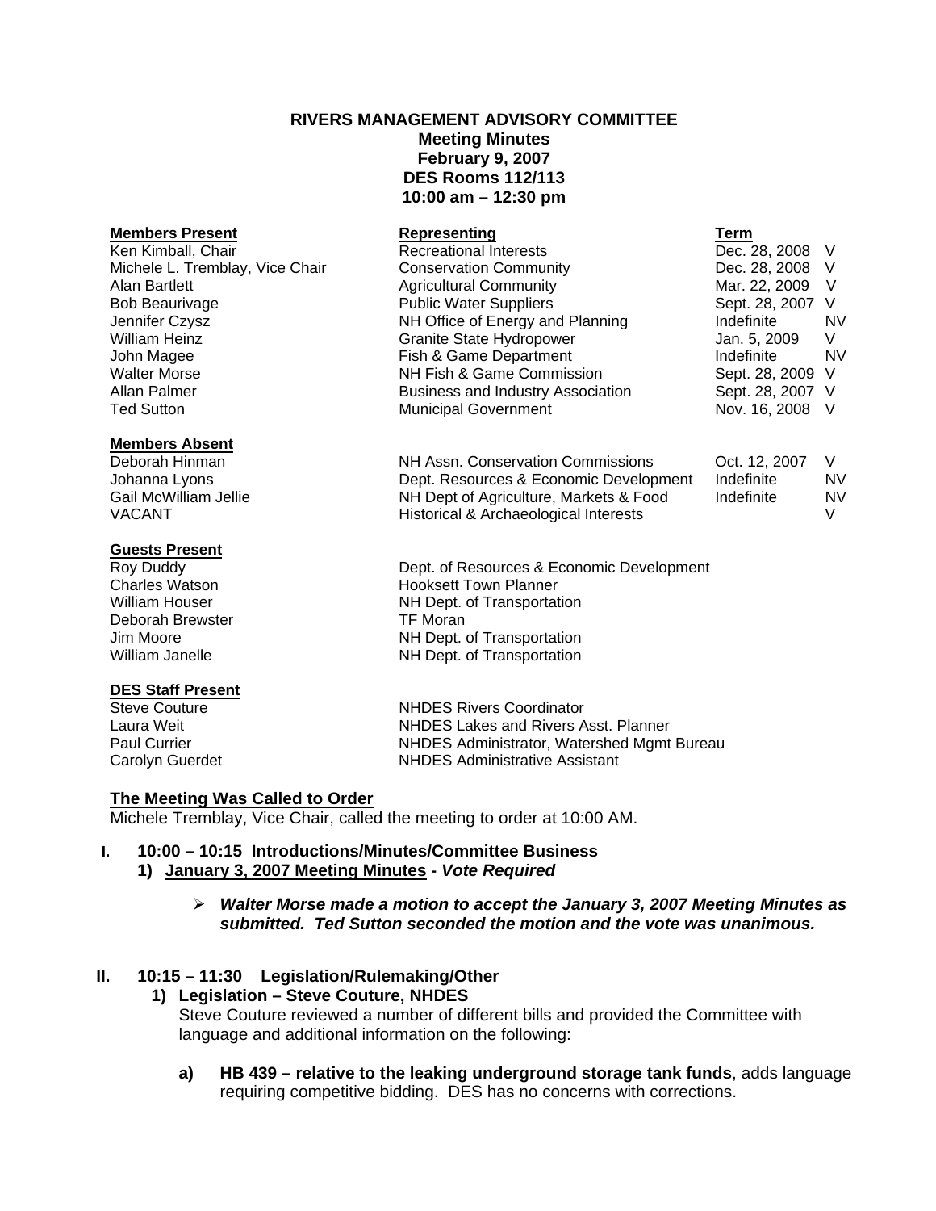**RIVERS MANAGEMENT ADVISORY COMMITTEE**
**Meeting Minutes**
**February 9, 2007**
**DES Rooms 112/113**
**10:00 am – 12:30 pm**

| **Members Present** | **Representing** | **Term** | |
|---|---|---|---|
| Ken Kimball, Chair | Recreational Interests | Dec. 28, 2008 | V |
| Michele L. Tremblay, Vice Chair | Conservation Community | Dec. 28, 2008 | V |
| Alan Bartlett | Agricultural Community | Mar. 22, 2009 | V |
| Bob Beaurivage | Public Water Suppliers | Sept. 28, 2007 | V |
| Jennifer Czysz | NH Office of Energy and Planning | Indefinite | NV |
| William Heinz | Granite State Hydropower | Jan. 5, 2009 | V |
| John Magee | Fish & Game Department | Indefinite | NV |
| Walter Morse | NH Fish & Game Commission | Sept. 28, 2009 | V |
| Allan Palmer | Business and Industry Association | Sept. 28, 2007 | V |
| Ted Sutton | Municipal Government | Nov. 16, 2008 | V |

| **Members Absent** | | | |
|---|---|---|---|
| Deborah Hinman | NH Assn. Conservation Commissions | Oct. 12, 2007 | V |
| Johanna Lyons | Dept. Resources & Economic Development | Indefinite | NV |
| Gail McWilliam Jellie | NH Dept of Agriculture, Markets & Food | Indefinite | NV |
| VACANT | Historical & Archaeological Interests | | V |

| **Guests Present** | |
|---|---|
| Roy Duddy | Dept. of Resources & Economic Development |
| Charles Watson | Hooksett Town Planner |
| William Houser | NH Dept. of Transportation |
| Deborah Brewster | TF Moran |
| Jim Moore | NH Dept. of Transportation |
| William Janelle | NH Dept. of Transportation |

| **DES Staff Present** | |
|---|---|
| Steve Couture | NHDES Rivers Coordinator |
| Laura Weit | NHDES Lakes and Rivers Asst. Planner |
| Paul Currier | NHDES Administrator, Watershed Mgmt Bureau |
| Carolyn Guerdet | NHDES Administrative Assistant |

## The Meeting Was Called to Order

Michele Tremblay, Vice Chair, called the meeting to order at 10:00 AM.

### I. 10:00 – 10:15 Introductions/Minutes/Committee Business

**1) January 3, 2007 Meeting Minutes - *Vote Required***

- ***Walter Morse made a motion to accept the January 3, 2007 Meeting Minutes as submitted. Ted Sutton seconded the motion and the vote was unanimous.***

### II. 10:15 – 11:30 Legislation/Rulemaking/Other

**1) Legislation – Steve Couture, NHDES**

Steve Couture reviewed a number of different bills and provided the Committee with language and additional information on the following:

**a) HB 439 – relative to the leaking underground storage tank funds**, adds language requiring competitive bidding. DES has no concerns with corrections.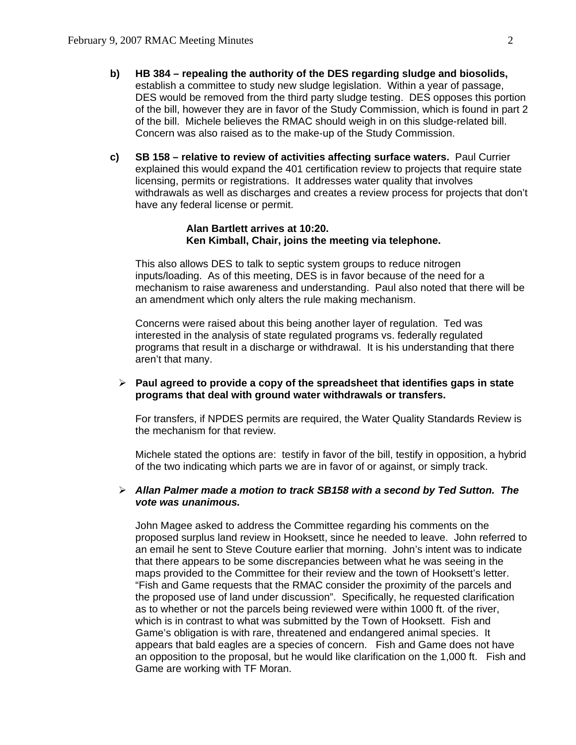**b) HB 384 – repealing the authority of the DES regarding sludge and biosolids,** establish a committee to study new sludge legislation. Within a year of passage, DES would be removed from the third party sludge testing. DES opposes this portion of the bill, however they are in favor of the Study Commission, which is found in part 2 of the bill. Michele believes the RMAC should weigh in on this sludge-related bill. Concern was also raised as to the make-up of the Study Commission.

**c) SB 158 – relative to review of activities affecting surface waters.** Paul Currier explained this would expand the 401 certification review to projects that require state licensing, permits or registrations. It addresses water quality that involves withdrawals as well as discharges and creates a review process for projects that don't have any federal license or permit.

**Alan Bartlett arrives at 10:20.**
**Ken Kimball, Chair, joins the meeting via telephone.**

This also allows DES to talk to septic system groups to reduce nitrogen inputs/loading. As of this meeting, DES is in favor because of the need for a mechanism to raise awareness and understanding. Paul also noted that there will be an amendment which only alters the rule making mechanism.

Concerns were raised about this being another layer of regulation. Ted was interested in the analysis of state regulated programs vs. federally regulated programs that result in a discharge or withdrawal. It is his understanding that there aren't that many.

- **Paul agreed to provide a copy of the spreadsheet that identifies gaps in state programs that deal with ground water withdrawals or transfers.**

For transfers, if NPDES permits are required, the Water Quality Standards Review is the mechanism for that review.

Michele stated the options are: testify in favor of the bill, testify in opposition, a hybrid of the two indicating which parts we are in favor of or against, or simply track.

- ***Allan Palmer made a motion to track SB158 with a second by Ted Sutton. The vote was unanimous.***

John Magee asked to address the Committee regarding his comments on the proposed surplus land review in Hooksett, since he needed to leave. John referred to an email he sent to Steve Couture earlier that morning. John's intent was to indicate that there appears to be some discrepancies between what he was seeing in the maps provided to the Committee for their review and the town of Hooksett's letter. "Fish and Game requests that the RMAC consider the proximity of the parcels and the proposed use of land under discussion". Specifically, he requested clarification as to whether or not the parcels being reviewed were within 1000 ft. of the river, which is in contrast to what was submitted by the Town of Hooksett. Fish and Game's obligation is with rare, threatened and endangered animal species. It appears that bald eagles are a species of concern. Fish and Game does not have an opposition to the proposal, but he would like clarification on the 1,000 ft. Fish and Game are working with TF Moran.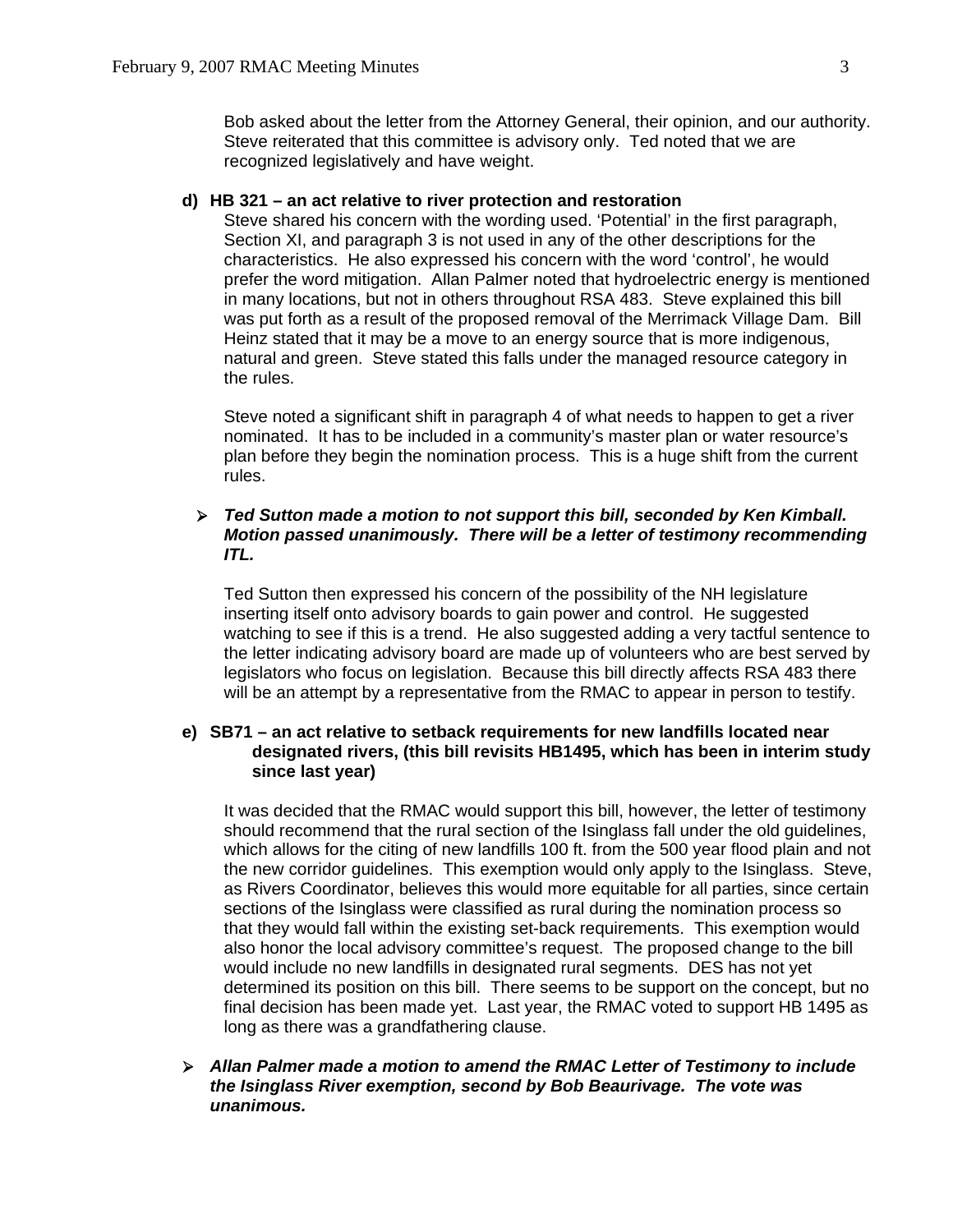Bob asked about the letter from the Attorney General, their opinion, and our authority. Steve reiterated that this committee is advisory only. Ted noted that we are recognized legislatively and have weight.

**d) HB 321 – an act relative to river protection and restoration**

Steve shared his concern with the wording used. 'Potential' in the first paragraph, Section XI, and paragraph 3 is not used in any of the other descriptions for the characteristics. He also expressed his concern with the word 'control', he would prefer the word mitigation. Allan Palmer noted that hydroelectric energy is mentioned in many locations, but not in others throughout RSA 483. Steve explained this bill was put forth as a result of the proposed removal of the Merrimack Village Dam. Bill Heinz stated that it may be a move to an energy source that is more indigenous, natural and green. Steve stated this falls under the managed resource category in the rules.

Steve noted a significant shift in paragraph 4 of what needs to happen to get a river nominated. It has to be included in a community's master plan or water resource's plan before they begin the nomination process. This is a huge shift from the current rules.

- ***Ted Sutton made a motion to not support this bill, seconded by Ken Kimball. Motion passed unanimously. There will be a letter of testimony recommending ITL.***

Ted Sutton then expressed his concern of the possibility of the NH legislature inserting itself onto advisory boards to gain power and control. He suggested watching to see if this is a trend. He also suggested adding a very tactful sentence to the letter indicating advisory board are made up of volunteers who are best served by legislators who focus on legislation. Because this bill directly affects RSA 483 there will be an attempt by a representative from the RMAC to appear in person to testify.

**e) SB71 – an act relative to setback requirements for new landfills located near designated rivers, (this bill revisits HB1495, which has been in interim study since last year)**

It was decided that the RMAC would support this bill, however, the letter of testimony should recommend that the rural section of the Isinglass fall under the old guidelines, which allows for the citing of new landfills 100 ft. from the 500 year flood plain and not the new corridor guidelines. This exemption would only apply to the Isinglass. Steve, as Rivers Coordinator, believes this would more equitable for all parties, since certain sections of the Isinglass were classified as rural during the nomination process so that they would fall within the existing set-back requirements. This exemption would also honor the local advisory committee's request. The proposed change to the bill would include no new landfills in designated rural segments. DES has not yet determined its position on this bill. There seems to be support on the concept, but no final decision has been made yet. Last year, the RMAC voted to support HB 1495 as long as there was a grandfathering clause.

- ***Allan Palmer made a motion to amend the RMAC Letter of Testimony to include the Isinglass River exemption, second by Bob Beaurivage. The vote was unanimous.***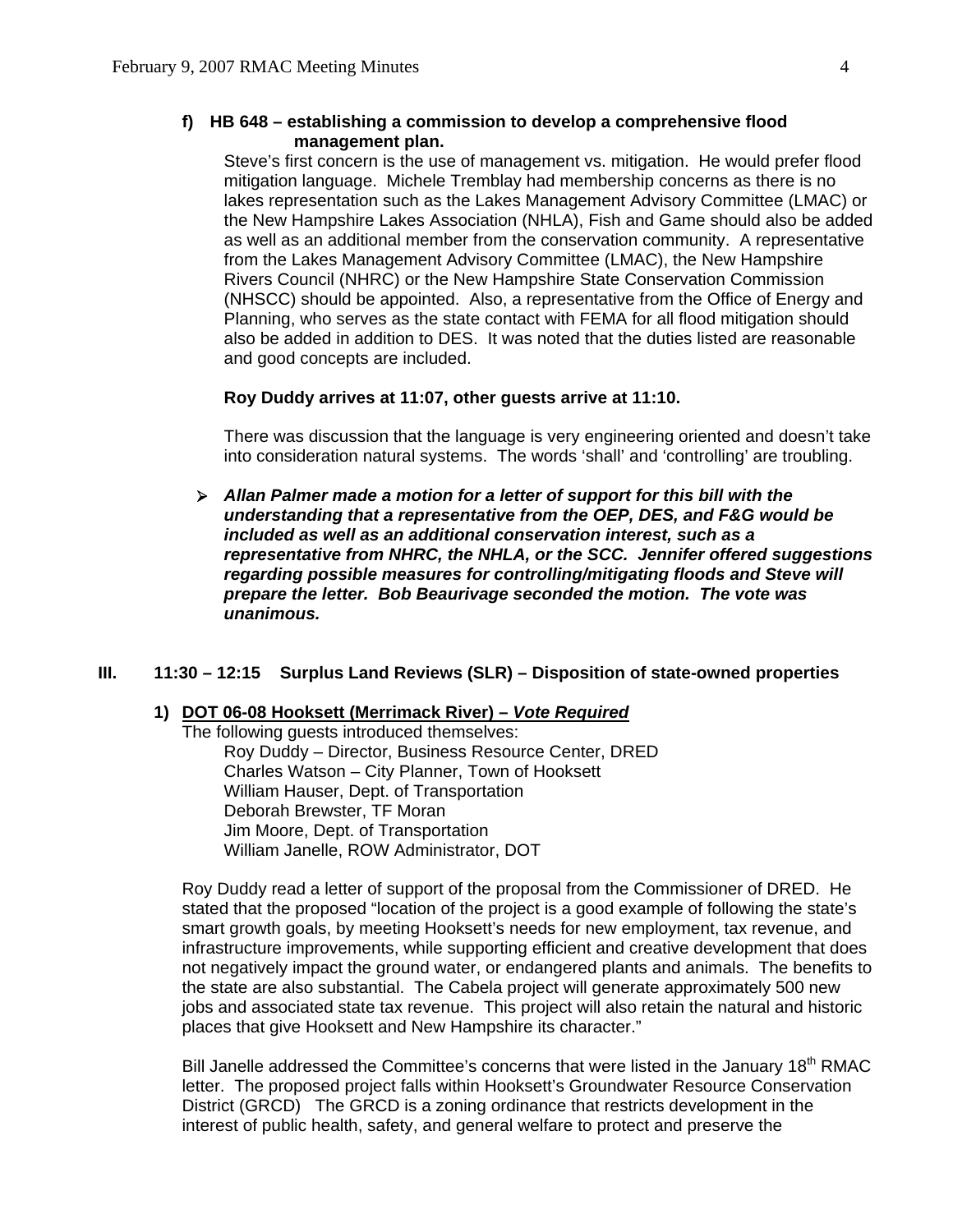**f) HB 648 – establishing a commission to develop a comprehensive flood management plan.**

Steve's first concern is the use of management vs. mitigation. He would prefer flood mitigation language. Michele Tremblay had membership concerns as there is no lakes representation such as the Lakes Management Advisory Committee (LMAC) or the New Hampshire Lakes Association (NHLA), Fish and Game should also be added as well as an additional member from the conservation community. A representative from the Lakes Management Advisory Committee (LMAC), the New Hampshire Rivers Council (NHRC) or the New Hampshire State Conservation Commission (NHSCC) should be appointed. Also, a representative from the Office of Energy and Planning, who serves as the state contact with FEMA for all flood mitigation should also be added in addition to DES. It was noted that the duties listed are reasonable and good concepts are included.

**Roy Duddy arrives at 11:07, other guests arrive at 11:10.**

There was discussion that the language is very engineering oriented and doesn't take into consideration natural systems. The words 'shall' and 'controlling' are troubling.

- ***Allan Palmer made a motion for a letter of support for this bill with the understanding that a representative from the OEP, DES, and F&G would be included as well as an additional conservation interest, such as a representative from NHRC, the NHLA, or the SCC. Jennifer offered suggestions regarding possible measures for controlling/mitigating floods and Steve will prepare the letter. Bob Beaurivage seconded the motion. The vote was unanimous.***

## III. 11:30 – 12:15 Surplus Land Reviews (SLR) – Disposition of state-owned properties

### 1) DOT 06-08 Hooksett (Merrimack River) – *Vote Required*

The following guests introduced themselves:

Roy Duddy – Director, Business Resource Center, DRED
Charles Watson – City Planner, Town of Hooksett
William Hauser, Dept. of Transportation
Deborah Brewster, TF Moran
Jim Moore, Dept. of Transportation
William Janelle, ROW Administrator, DOT

Roy Duddy read a letter of support of the proposal from the Commissioner of DRED. He stated that the proposed "location of the project is a good example of following the state's smart growth goals, by meeting Hooksett's needs for new employment, tax revenue, and infrastructure improvements, while supporting efficient and creative development that does not negatively impact the ground water, or endangered plants and animals. The benefits to the state are also substantial. The Cabela project will generate approximately 500 new jobs and associated state tax revenue. This project will also retain the natural and historic places that give Hooksett and New Hampshire its character."

Bill Janelle addressed the Committee's concerns that were listed in the January 18th RMAC letter. The proposed project falls within Hooksett's Groundwater Resource Conservation District (GRCD) The GRCD is a zoning ordinance that restricts development in the interest of public health, safety, and general welfare to protect and preserve the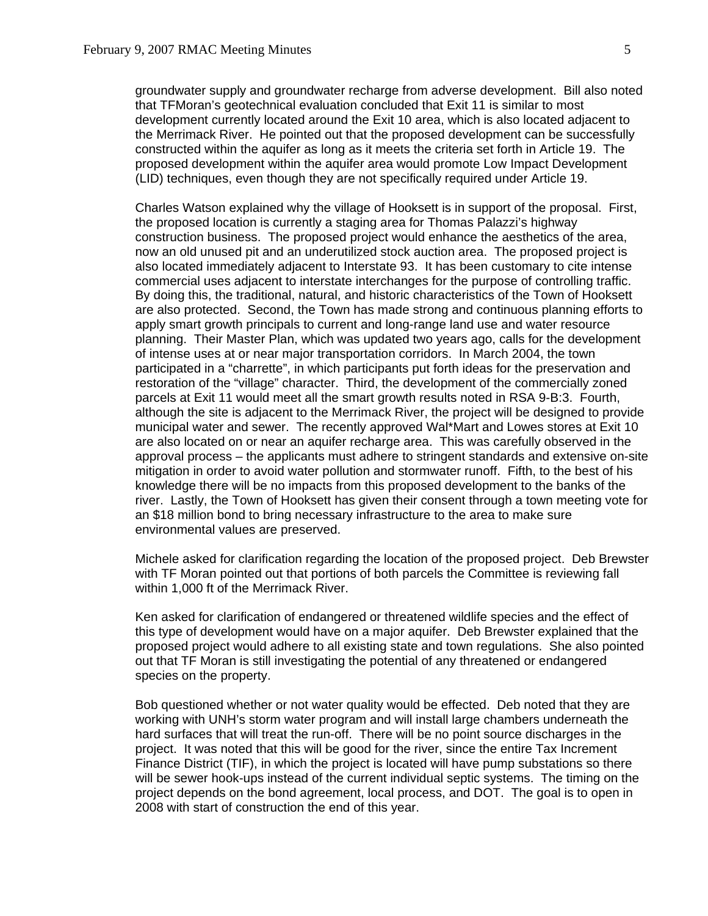groundwater supply and groundwater recharge from adverse development. Bill also noted that TFMoran's geotechnical evaluation concluded that Exit 11 is similar to most development currently located around the Exit 10 area, which is also located adjacent to the Merrimack River. He pointed out that the proposed development can be successfully constructed within the aquifer as long as it meets the criteria set forth in Article 19. The proposed development within the aquifer area would promote Low Impact Development (LID) techniques, even though they are not specifically required under Article 19.

Charles Watson explained why the village of Hooksett is in support of the proposal. First, the proposed location is currently a staging area for Thomas Palazzi's highway construction business. The proposed project would enhance the aesthetics of the area, now an old unused pit and an underutilized stock auction area. The proposed project is also located immediately adjacent to Interstate 93. It has been customary to cite intense commercial uses adjacent to interstate interchanges for the purpose of controlling traffic. By doing this, the traditional, natural, and historic characteristics of the Town of Hooksett are also protected. Second, the Town has made strong and continuous planning efforts to apply smart growth principals to current and long-range land use and water resource planning. Their Master Plan, which was updated two years ago, calls for the development of intense uses at or near major transportation corridors. In March 2004, the town participated in a "charrette", in which participants put forth ideas for the preservation and restoration of the "village" character. Third, the development of the commercially zoned parcels at Exit 11 would meet all the smart growth results noted in RSA 9-B:3. Fourth, although the site is adjacent to the Merrimack River, the project will be designed to provide municipal water and sewer. The recently approved Wal*Mart and Lowes stores at Exit 10 are also located on or near an aquifer recharge area. This was carefully observed in the approval process – the applicants must adhere to stringent standards and extensive on-site mitigation in order to avoid water pollution and stormwater runoff. Fifth, to the best of his knowledge there will be no impacts from this proposed development to the banks of the river. Lastly, the Town of Hooksett has given their consent through a town meeting vote for an $18 million bond to bring necessary infrastructure to the area to make sure environmental values are preserved.

Michele asked for clarification regarding the location of the proposed project. Deb Brewster with TF Moran pointed out that portions of both parcels the Committee is reviewing fall within 1,000 ft of the Merrimack River.

Ken asked for clarification of endangered or threatened wildlife species and the effect of this type of development would have on a major aquifer. Deb Brewster explained that the proposed project would adhere to all existing state and town regulations. She also pointed out that TF Moran is still investigating the potential of any threatened or endangered species on the property.

Bob questioned whether or not water quality would be effected. Deb noted that they are working with UNH's storm water program and will install large chambers underneath the hard surfaces that will treat the run-off. There will be no point source discharges in the project. It was noted that this will be good for the river, since the entire Tax Increment Finance District (TIF), in which the project is located will have pump substations so there will be sewer hook-ups instead of the current individual septic systems. The timing on the project depends on the bond agreement, local process, and DOT. The goal is to open in 2008 with start of construction the end of this year.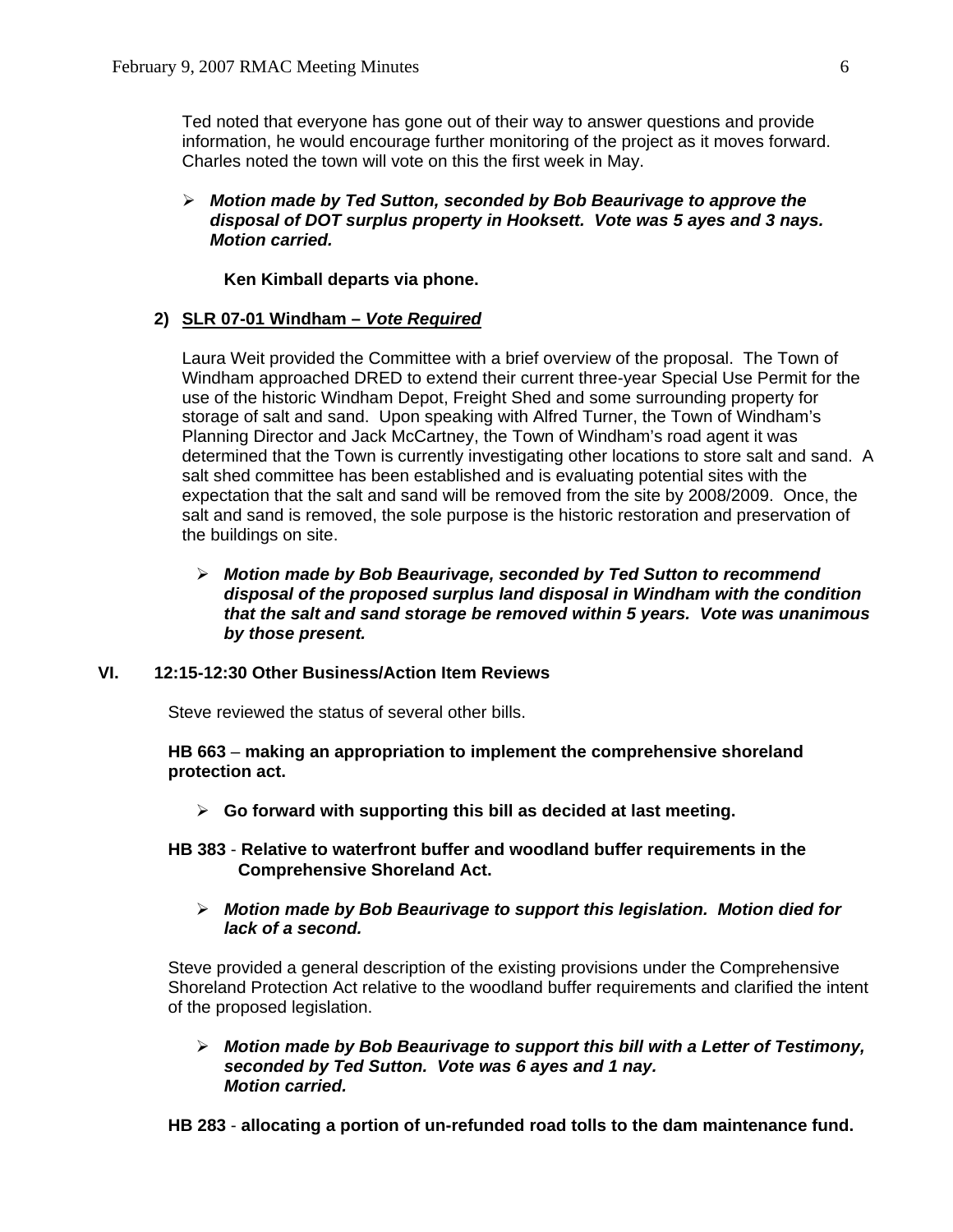Ted noted that everyone has gone out of their way to answer questions and provide information, he would encourage further monitoring of the project as it moves forward. Charles noted the town will vote on this the first week in May.

- ***Motion made by Ted Sutton, seconded by Bob Beaurivage to approve the disposal of DOT surplus property in Hooksett. Vote was 5 ayes and 3 nays. Motion carried.***

**Ken Kimball departs via phone.**

**2) <u>SLR 07-01 Windham – *Vote Required*</u>**

Laura Weit provided the Committee with a brief overview of the proposal. The Town of Windham approached DRED to extend their current three-year Special Use Permit for the use of the historic Windham Depot, Freight Shed and some surrounding property for storage of salt and sand. Upon speaking with Alfred Turner, the Town of Windham's Planning Director and Jack McCartney, the Town of Windham's road agent it was determined that the Town is currently investigating other locations to store salt and sand. A salt shed committee has been established and is evaluating potential sites with the expectation that the salt and sand will be removed from the site by 2008/2009. Once, the salt and sand is removed, the sole purpose is the historic restoration and preservation of the buildings on site.

- ***Motion made by Bob Beaurivage, seconded by Ted Sutton to recommend disposal of the proposed surplus land disposal in Windham with the condition that the salt and sand storage be removed within 5 years. Vote was unanimous by those present.***

## VI. 12:15-12:30 Other Business/Action Item Reviews

Steve reviewed the status of several other bills.

**HB 663** – **making an appropriation to implement the comprehensive shoreland protection act.**

- **Go forward with supporting this bill as decided at last meeting.**

**HB 383** - **Relative to waterfront buffer and woodland buffer requirements in the Comprehensive Shoreland Act.**

- ***Motion made by Bob Beaurivage to support this legislation. Motion died for lack of a second.***

Steve provided a general description of the existing provisions under the Comprehensive Shoreland Protection Act relative to the woodland buffer requirements and clarified the intent of the proposed legislation.

- ***Motion made by Bob Beaurivage to support this bill with a Letter of Testimony, seconded by Ted Sutton. Vote was 6 ayes and 1 nay. Motion carried.***

**HB 283** - **allocating a portion of un-refunded road tolls to the dam maintenance fund.**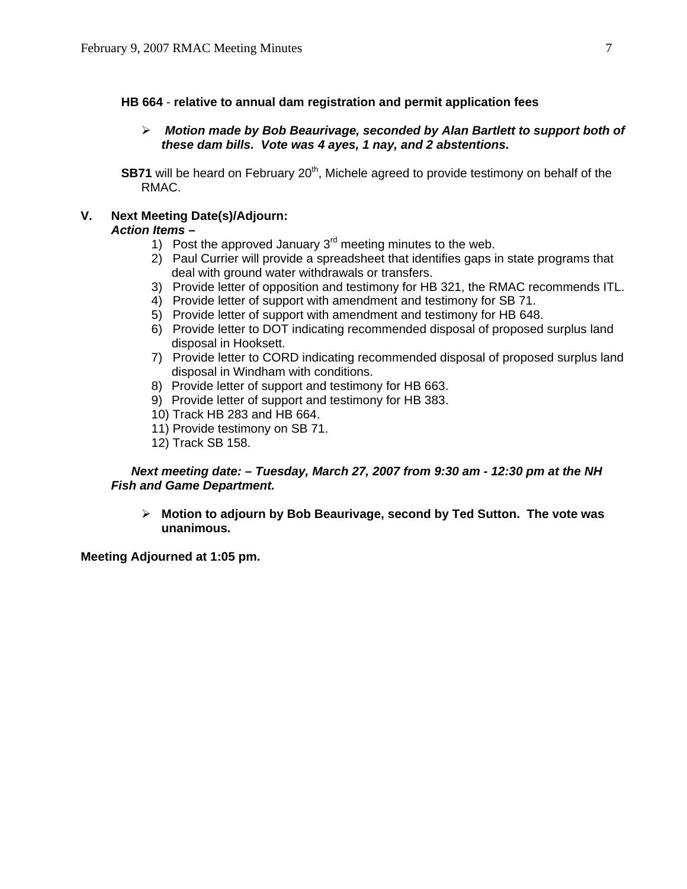**HB 664** - **relative to annual dam registration and permit application fees**

- ***Motion made by Bob Beaurivage, seconded by Alan Bartlett to support both of these dam bills. Vote was 4 ayes, 1 nay, and 2 abstentions.***

**SB71** will be heard on February 20th, Michele agreed to provide testimony on behalf of the RMAC.

## V. Next Meeting Date(s)/Adjourn:

***Action Items –***

1) Post the approved January 3rd meeting minutes to the web.
2) Paul Currier will provide a spreadsheet that identifies gaps in state programs that deal with ground water withdrawals or transfers.
3) Provide letter of opposition and testimony for HB 321, the RMAC recommends ITL.
4) Provide letter of support with amendment and testimony for SB 71.
5) Provide letter of support with amendment and testimony for HB 648.
6) Provide letter to DOT indicating recommended disposal of proposed surplus land disposal in Hooksett.
7) Provide letter to CORD indicating recommended disposal of proposed surplus land disposal in Windham with conditions.
8) Provide letter of support and testimony for HB 663.
9) Provide letter of support and testimony for HB 383.
10) Track HB 283 and HB 664.
11) Provide testimony on SB 71.
12) Track SB 158.

***Next meeting date: – Tuesday, March 27, 2007 from 9:30 am - 12:30 pm at the NH Fish and Game Department.***

- **Motion to adjourn by Bob Beaurivage, second by Ted Sutton. The vote was unanimous.**

**Meeting Adjourned at 1:05 pm.**